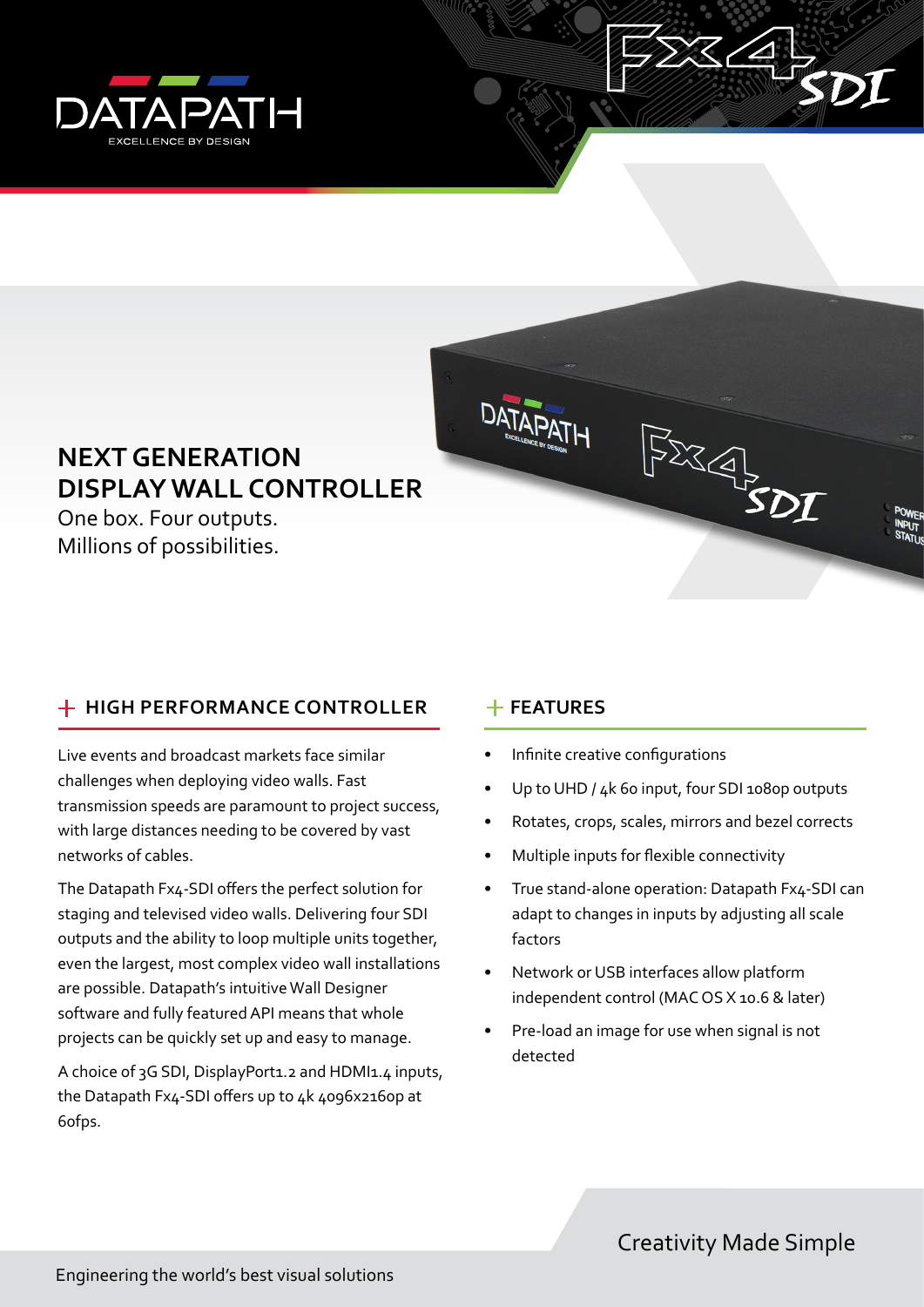# NEXT GENERATION DISPLAY WALL CONTROLLER

One box. Four outputs.
Millions of possibilities.

## + HIGH PERFORMANCE CONTROLLER

Live events and broadcast markets face similar challenges when deploying video walls. Fast transmission speeds are paramount to project success, with large distances needing to be covered by vast networks of cables.

The Datapath Fx4-SDI offers the perfect solution for staging and televised video walls. Delivering four SDI outputs and the ability to loop multiple units together, even the largest, most complex video wall installations are possible. Datapath's intuitive Wall Designer software and fully featured API means that whole projects can be quickly set up and easy to manage.

A choice of 3G SDI, DisplayPort1.2 and HDMI1.4 inputs, the Datapath Fx4-SDI offers up to 4k 4096x2160p at 60fps.

## + FEATURES

- Infinite creative configurations
- Up to UHD / 4k 60 input, four SDI 1080p outputs
- Rotates, crops, scales, mirrors and bezel corrects
- Multiple inputs for flexible connectivity
- True stand-alone operation: Datapath Fx4-SDI can adapt to changes in inputs by adjusting all scale factors
- Network or USB interfaces allow platform independent control (MAC OS X 10.6 & later)
- Pre-load an image for use when signal is not detected

Creativity Made Simple

Engineering the world's best visual solutions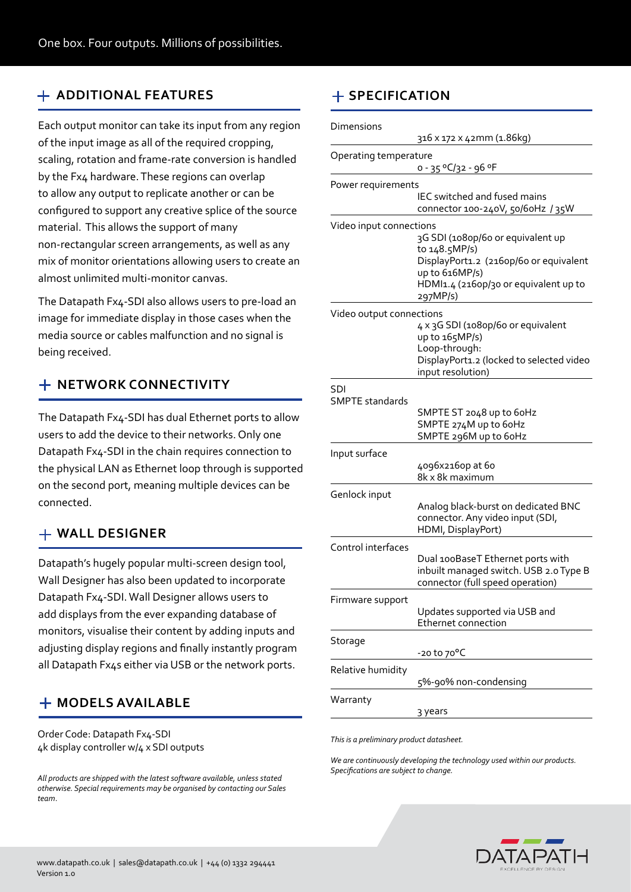One box. Four outputs. Millions of possibilities.

## + ADDITIONAL FEATURES

Each output monitor can take its input from any region of the input image as all of the required cropping, scaling, rotation and frame-rate conversion is handled by the Fx4 hardware. These regions can overlap to allow any output to replicate another or can be configured to support any creative splice of the source material. This allows the support of many non-rectangular screen arrangements, as well as any mix of monitor orientations allowing users to create an almost unlimited multi-monitor canvas.

The Datapath Fx4-SDI also allows users to pre-load an image for immediate display in those cases when the media source or cables malfunction and no signal is being received.

## + NETWORK CONNECTIVITY

The Datapath Fx4-SDI has dual Ethernet ports to allow users to add the device to their networks. Only one Datapath Fx4-SDI in the chain requires connection to the physical LAN as Ethernet loop through is supported on the second port, meaning multiple devices can be connected.

## + WALL DESIGNER

Datapath's hugely popular multi-screen design tool, Wall Designer has also been updated to incorporate Datapath Fx4-SDI. Wall Designer allows users to add displays from the ever expanding database of monitors, visualise their content by adding inputs and adjusting display regions and finally instantly program all Datapath Fx4s either via USB or the network ports.

## + MODELS AVAILABLE

Order Code: Datapath Fx4-SDI
4k display controller w/4 x SDI outputs

*All products are shipped with the latest software available, unless stated otherwise. Special requirements may be organised by contacting our Sales team.*

## + SPECIFICATION

| | |
|---|---|
| Dimensions | 316 x 172 x 42mm (1.86kg) |
| Operating temperature | 0 - 35 ºC/32 - 96 ºF |
| Power requirements | IEC switched and fused mains connector 100-240V, 50/60Hz / 35W |
| Video input connections | 3G SDI (1080p/60 or equivalent up to 148.5MP/s)<br>DisplayPort1.2 (2160p/60 or equivalent up to 616MP/s)<br>HDMI1.4 (2160p/30 or equivalent up to 297MP/s) |
| Video output connections | 4 x 3G SDI (1080p/60 or equivalent up to 165MP/s)<br>Loop-through:<br>DisplayPort1.2 (locked to selected video input resolution) |
| SDI<br>SMPTE standards | SMPTE ST 2048 up to 60Hz<br>SMPTE 274M up to 60Hz<br>SMPTE 296M up to 60Hz |
| Input surface | 4096x2160p at 60<br>8k x 8k maximum |
| Genlock input | Analog black-burst on dedicated BNC connector. Any video input (SDI, HDMI, DisplayPort) |
| Control interfaces | Dual 100BaseT Ethernet ports with inbuilt managed switch. USB 2.0 Type B connector (full speed operation) |
| Firmware support | Updates supported via USB and Ethernet connection |
| Storage | -20 to 70°C |
| Relative humidity | 5%-90% non-condensing |
| Warranty | 3 years |

*This is a preliminary product datasheet.*

*We are continuously developing the technology used within our products. Specifications are subject to change.*

www.datapath.co.uk | sales@datapath.co.uk | +44 (0) 1332 294441
Version 1.0

DATAPATH
EXCELLENCE BY DESIGN